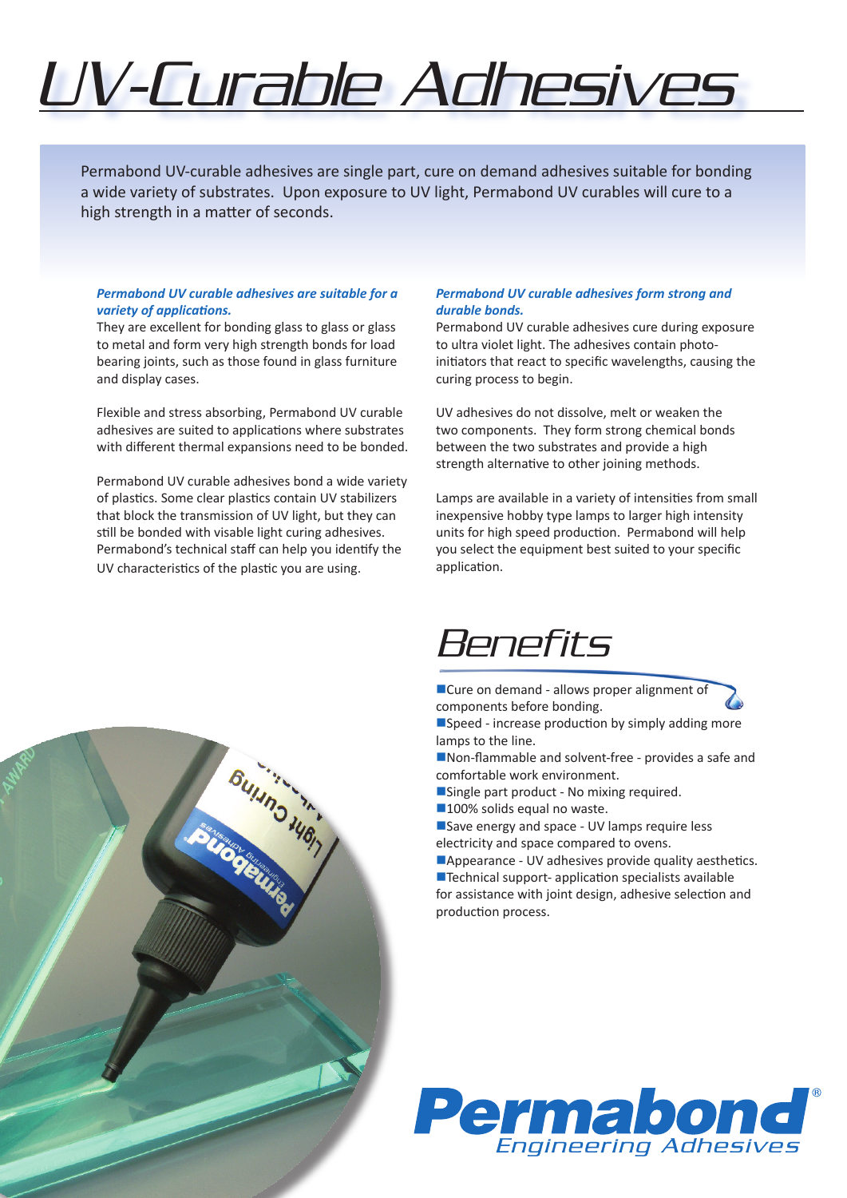# UV-Curable Adhesives

Permabond UV-curable adhesives are single part, cure on demand adhesives suitable for bonding a wide variety of substrates. Upon exposure to UV light, Permabond UV curables will cure to a high strength in a matter of seconds.

***Permabond UV curable adhesives are suitable for a variety of applications.***

They are excellent for bonding glass to glass or glass to metal and form very high strength bonds for load bearing joints, such as those found in glass furniture and display cases.

Flexible and stress absorbing, Permabond UV curable adhesives are suited to applications where substrates with different thermal expansions need to be bonded.

Permabond UV curable adhesives bond a wide variety of plastics. Some clear plastics contain UV stabilizers that block the transmission of UV light, but they can still be bonded with visable light curing adhesives. Permabond's technical staff can help you identify the UV characteristics of the plastic you are using.

***Permabond UV curable adhesives form strong and durable bonds.***

Permabond UV curable adhesives cure during exposure to ultra violet light. The adhesives contain photo-initiators that react to specific wavelengths, causing the curing process to begin.

UV adhesives do not dissolve, melt or weaken the two components. They form strong chemical bonds between the two substrates and provide a high strength alternative to other joining methods.

Lamps are available in a variety of intensities from small inexpensive hobby type lamps to larger high intensity units for high speed production. Permabond will help you select the equipment best suited to your specific application.

## Benefits

- Cure on demand - allows proper alignment of components before bonding.
- Speed - increase production by simply adding more lamps to the line.
- Non-flammable and solvent-free - provides a safe and comfortable work environment.
- Single part product - No mixing required.
- 100% solids equal no waste.
- Save energy and space - UV lamps require less electricity and space compared to ovens.
- Appearance - UV adhesives provide quality aesthetics.
- Technical support- application specialists available for assistance with joint design, adhesive selection and production process.

**Permabond®**
*Engineering Adhesives*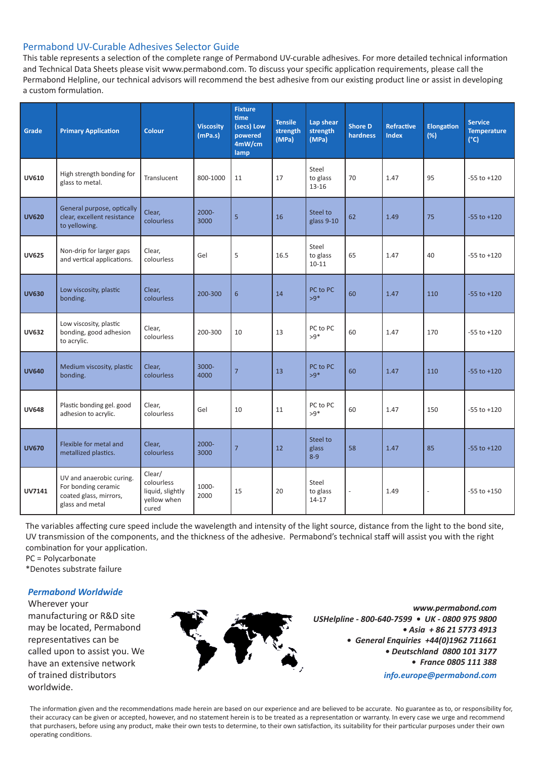## Permabond UV-Curable Adhesives Selector Guide

This table represents a selection of the complete range of Permabond UV-curable adhesives. For more detailed technical information and Technical Data Sheets please visit www.permabond.com. To discuss your specific application requirements, please call the Permabond Helpline, our technical advisors will recommend the best adhesive from our existing product line or assist in developing a custom formulation.

| Grade | Primary Application | Colour | Viscosity (mPa.s) | Fixture time (secs) Low powered 4mW/cm lamp | Tensile strength (MPa) | Lap shear strength (MPa) | Shore D hardness | Refractive Index | Elongation (%) | Service Temperature (°C) |
|---|---|---|---|---|---|---|---|---|---|---|
| **UV610** | High strength bonding for glass to metal. | Translucent | 800-1000 | 11 | 17 | Steel to glass 13-16 | 70 | 1.47 | 95 | -55 to +120 |
| **UV620** | General purpose, optically clear, excellent resistance to yellowing. | Clear, colourless | 2000-3000 | 5 | 16 | Steel to glass 9-10 | 62 | 1.49 | 75 | -55 to +120 |
| **UV625** | Non-drip for larger gaps and vertical applications. | Clear, colourless | Gel | 5 | 16.5 | Steel to glass 10-11 | 65 | 1.47 | 40 | -55 to +120 |
| **UV630** | Low viscosity, plastic bonding. | Clear, colourless | 200-300 | 6 | 14 | PC to PC >9* | 60 | 1.47 | 110 | -55 to +120 |
| **UV632** | Low viscosity, plastic bonding, good adhesion to acrylic. | Clear, colourless | 200-300 | 10 | 13 | PC to PC >9* | 60 | 1.47 | 170 | -55 to +120 |
| **UV640** | Medium viscosity, plastic bonding. | Clear, colourless | 3000-4000 | 7 | 13 | PC to PC >9* | 60 | 1.47 | 110 | -55 to +120 |
| **UV648** | Plastic bonding gel. good adhesion to acrylic. | Clear, colourless | Gel | 10 | 11 | PC to PC >9* | 60 | 1.47 | 150 | -55 to +120 |
| **UV670** | Flexible for metal and metallized plastics. | Clear, colourless | 2000-3000 | 7 | 12 | Steel to glass 8-9 | 58 | 1.47 | 85 | -55 to +120 |
| **UV7141** | UV and anaerobic curing. For bonding ceramic coated glass, mirrors, glass and metal | Clear/ colourless liquid, slightly yellow when cured | 1000-2000 | 15 | 20 | Steel to glass 14-17 | - | 1.49 | - | -55 to +150 |

The variables affecting cure speed include the wavelength and intensity of the light source, distance from the light to the bond site, UV transmission of the components, and the thickness of the adhesive. Permabond's technical staff will assist you with the right combination for your application.

PC = Polycarbonate

*Denotes substrate failure

### *Permabond Worldwide*

Wherever your manufacturing or R&D site may be located, Permabond representatives can be called upon to assist you. We have an extensive network of trained distributors worldwide.

***www.permabond.com***

***USHelpline - 800-640-7599 • UK - 0800 975 9800***

***• Asia +86 21 5773 4913***

***• General Enquiries +44(0)1962 711661***

***• Deutschland 0800 101 3177***

***• France 0805 111 388***

***info.europe@permabond.com***

The information given and the recommendations made herein are based on our experience and are believed to be accurate. No guarantee as to, or responsibility for, their accuracy can be given or accepted, however, and no statement herein is to be treated as a representation or warranty. In every case we urge and recommend that purchasers, before using any product, make their own tests to determine, to their own satisfaction, its suitability for their particular purposes under their own operating conditions.